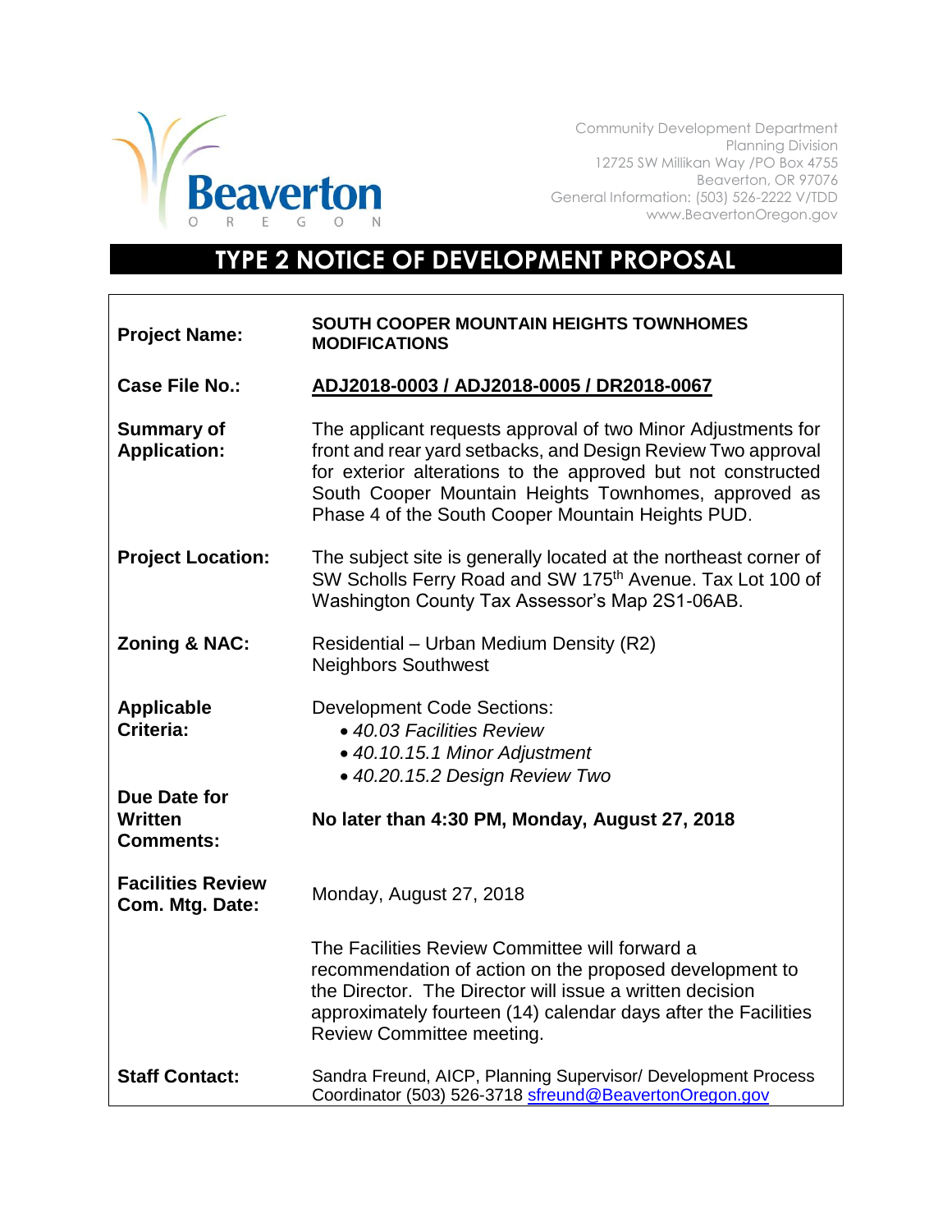Beaverton
OREGON

Community Development Department
Planning Division
12725 SW Millikan Way /PO Box 4755
Beaverton, OR 97076
General Information: (503) 526-2222 V/TDD
www.BeavertonOregon.gov

# TYPE 2 NOTICE OF DEVELOPMENT PROPOSAL

| | |
|---|---|
| **Project Name:** | **SOUTH COOPER MOUNTAIN HEIGHTS TOWNHOMES MODIFICATIONS** |
| **Case File No.:** | **ADJ2018-0003 / ADJ2018-0005 / DR2018-0067** |
| **Summary of Application:** | The applicant requests approval of two Minor Adjustments for front and rear yard setbacks, and Design Review Two approval for exterior alterations to the approved but not constructed South Cooper Mountain Heights Townhomes, approved as Phase 4 of the South Cooper Mountain Heights PUD. |
| **Project Location:** | The subject site is generally located at the northeast corner of SW Scholls Ferry Road and SW 175th Avenue. Tax Lot 100 of Washington County Tax Assessor's Map 2S1-06AB. |
| **Zoning & NAC:** | Residential – Urban Medium Density (R2)<br>Neighbors Southwest |
| **Applicable Criteria:** | Development Code Sections:<br>• *40.03 Facilities Review*<br>• *40.10.15.1 Minor Adjustment*<br>• *40.20.15.2 Design Review Two* |
| **Due Date for Written Comments:** | **No later than 4:30 PM, Monday, August 27, 2018** |
| **Facilities Review Com. Mtg. Date:** | Monday, August 27, 2018 |
| | The Facilities Review Committee will forward a recommendation of action on the proposed development to the Director. The Director will issue a written decision approximately fourteen (14) calendar days after the Facilities Review Committee meeting. |
| **Staff Contact:** | Sandra Freund, AICP, Planning Supervisor/ Development Process Coordinator (503) 526-3718 sfreund@BeavertonOregon.gov |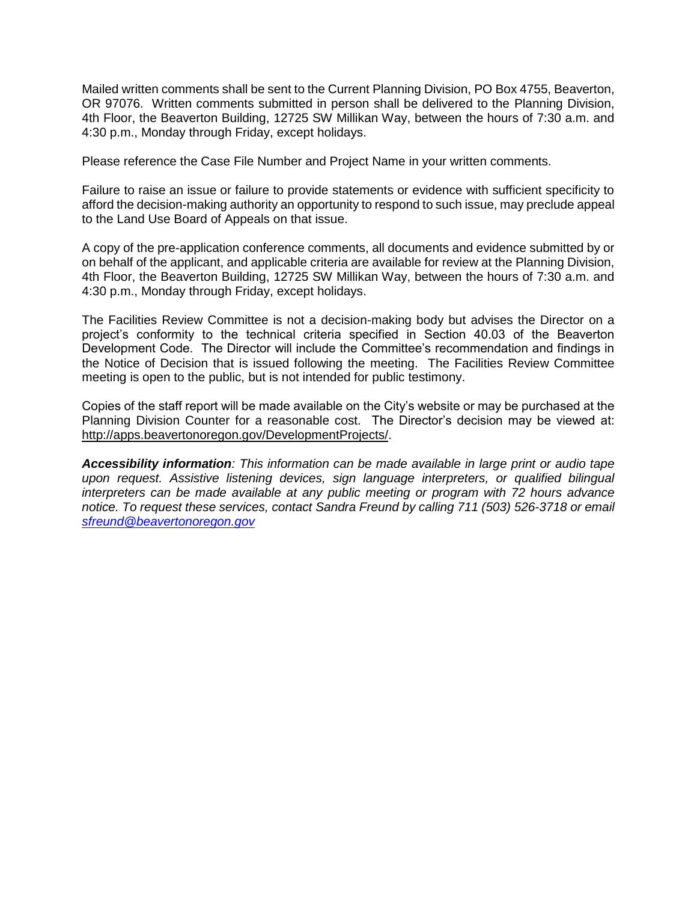Mailed written comments shall be sent to the Current Planning Division, PO Box 4755, Beaverton, OR 97076. Written comments submitted in person shall be delivered to the Planning Division, 4th Floor, the Beaverton Building, 12725 SW Millikan Way, between the hours of 7:30 a.m. and 4:30 p.m., Monday through Friday, except holidays.

Please reference the Case File Number and Project Name in your written comments.

Failure to raise an issue or failure to provide statements or evidence with sufficient specificity to afford the decision-making authority an opportunity to respond to such issue, may preclude appeal to the Land Use Board of Appeals on that issue.

A copy of the pre-application conference comments, all documents and evidence submitted by or on behalf of the applicant, and applicable criteria are available for review at the Planning Division, 4th Floor, the Beaverton Building, 12725 SW Millikan Way, between the hours of 7:30 a.m. and 4:30 p.m., Monday through Friday, except holidays.

The Facilities Review Committee is not a decision-making body but advises the Director on a project's conformity to the technical criteria specified in Section 40.03 of the Beaverton Development Code. The Director will include the Committee's recommendation and findings in the Notice of Decision that is issued following the meeting. The Facilities Review Committee meeting is open to the public, but is not intended for public testimony.

Copies of the staff report will be made available on the City's website or may be purchased at the Planning Division Counter for a reasonable cost. The Director's decision may be viewed at: http://apps.beavertonoregon.gov/DevelopmentProjects/.

***Accessibility information**: This information can be made available in large print or audio tape upon request. Assistive listening devices, sign language interpreters, or qualified bilingual interpreters can be made available at any public meeting or program with 72 hours advance notice. To request these services, contact Sandra Freund by calling 711 (503) 526-3718 or email sfreund@beavertonoregon.gov*